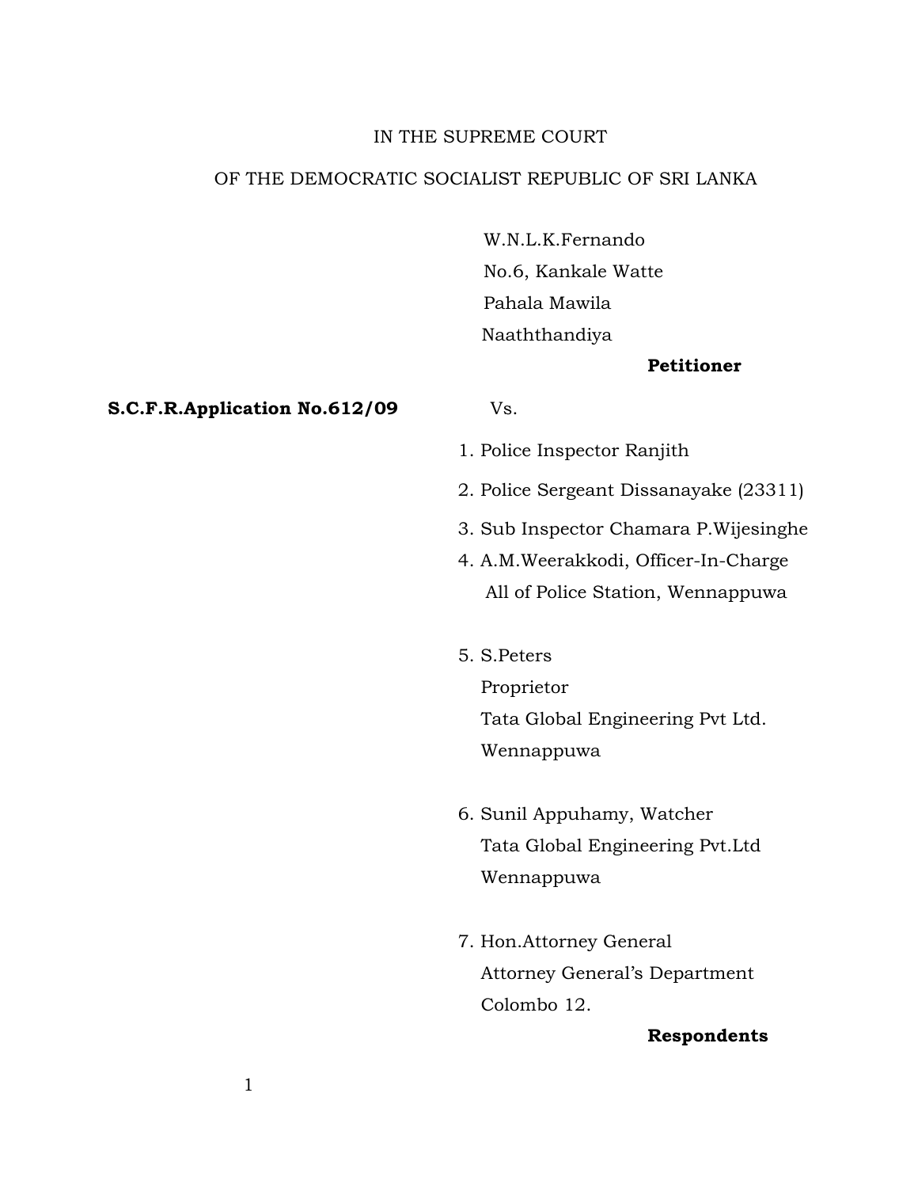IN THE SUPREME COURT

OF THE DEMOCRATIC SOCIALIST REPUBLIC OF SRI LANKA

W.N.L.K.Fernando
No.6, Kankale Watte
Pahala Mawila
Naaththandiya

**Petitioner**

**S.C.F.R.Application No.612/09** Vs.

1. Police Inspector Ranjith
2. Police Sergeant Dissanayake (23311)
3. Sub Inspector Chamara P.Wijesinghe
4. A.M.Weerakkodi, Officer-In-Charge
   All of Police Station, Wennappuwa

5. S.Peters
   Proprietor
   Tata Global Engineering Pvt Ltd.
   Wennappuwa

6. Sunil Appuhamy, Watcher
   Tata Global Engineering Pvt.Ltd
   Wennappuwa

7. Hon.Attorney General
   Attorney General's Department
   Colombo 12.

**Respondents**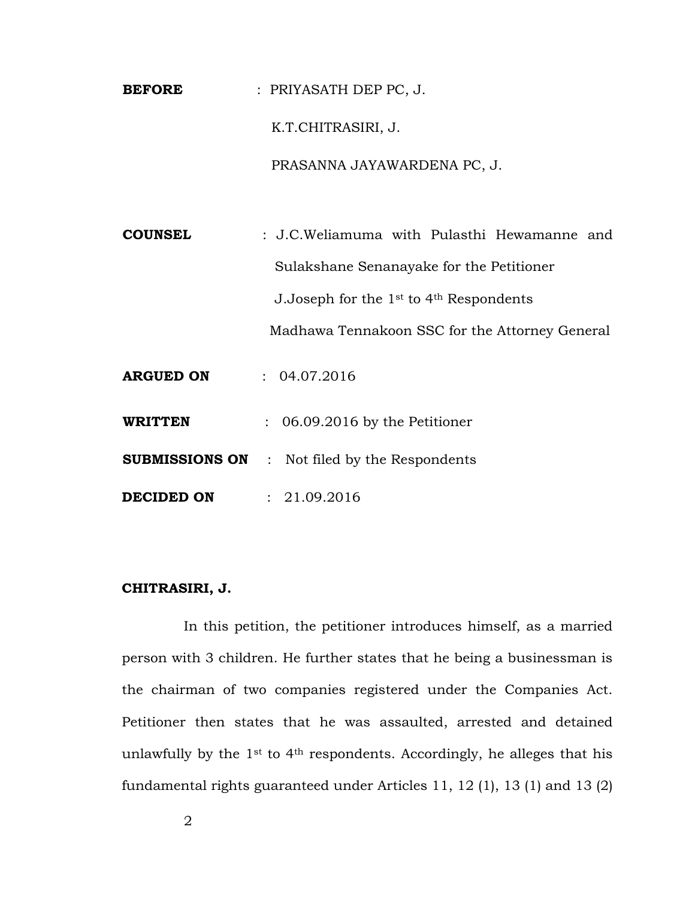**BEFORE** : PRIYASATH DEP PC, J.

K.T.CHITRASIRI, J.

PRASANNA JAYAWARDENA PC, J.

**COUNSEL** : J.C.Weliamuma with Pulasthi Hewamanne and Sulakshane Senanayake for the Petitioner

J.Joseph for the 1st to 4th Respondents

Madhawa Tennakoon SSC for the Attorney General

**ARGUED ON** : 04.07.2016

**WRITTEN SUBMISSIONS ON** : 06.09.2016 by the Petitioner

: Not filed by the Respondents

**DECIDED ON** : 21.09.2016

**CHITRASIRI, J.**

In this petition, the petitioner introduces himself, as a married person with 3 children. He further states that he being a businessman is the chairman of two companies registered under the Companies Act. Petitioner then states that he was assaulted, arrested and detained unlawfully by the 1st to 4th respondents. Accordingly, he alleges that his fundamental rights guaranteed under Articles 11, 12 (1), 13 (1) and 13 (2)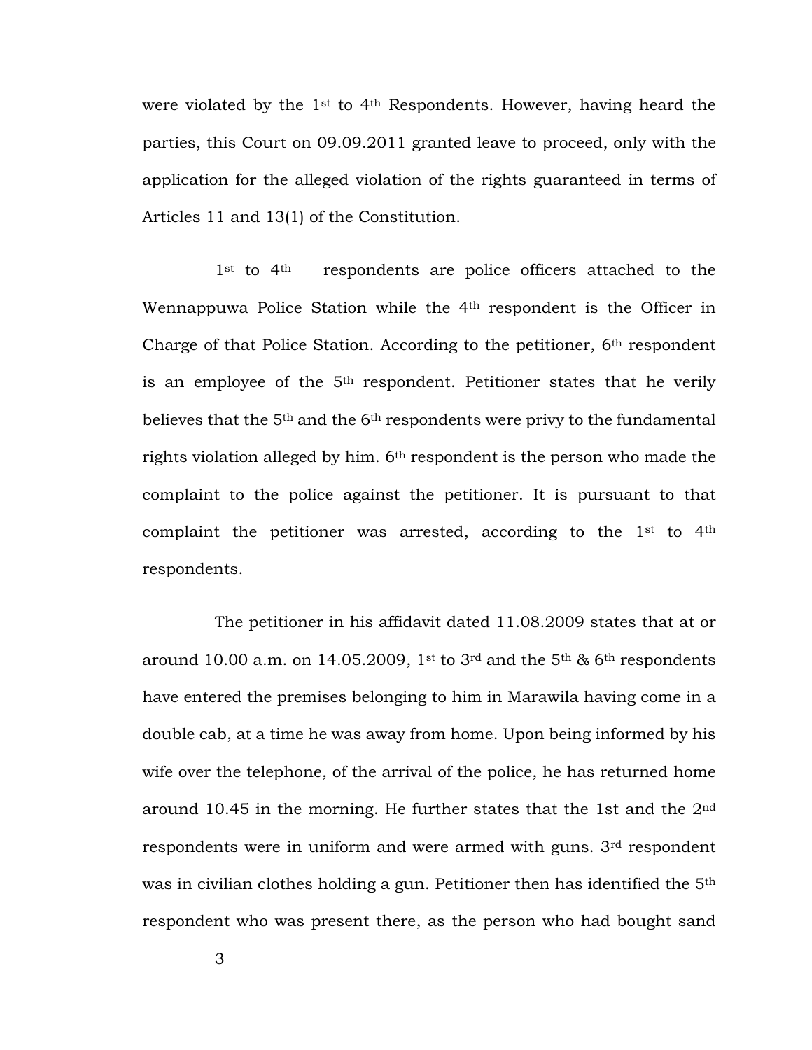were violated by the 1st to 4th Respondents. However, having heard the parties, this Court on 09.09.2011 granted leave to proceed, only with the application for the alleged violation of the rights guaranteed in terms of Articles 11 and 13(1) of the Constitution.

1st to 4th respondents are police officers attached to the Wennappuwa Police Station while the 4th respondent is the Officer in Charge of that Police Station. According to the petitioner, 6th respondent is an employee of the 5th respondent. Petitioner states that he verily believes that the 5th and the 6th respondents were privy to the fundamental rights violation alleged by him. 6th respondent is the person who made the complaint to the police against the petitioner. It is pursuant to that complaint the petitioner was arrested, according to the 1st to 4th respondents.

The petitioner in his affidavit dated 11.08.2009 states that at or around 10.00 a.m. on 14.05.2009, 1st to 3rd and the 5th & 6th respondents have entered the premises belonging to him in Marawila having come in a double cab, at a time he was away from home. Upon being informed by his wife over the telephone, of the arrival of the police, he has returned home around 10.45 in the morning. He further states that the 1st and the 2nd respondents were in uniform and were armed with guns. 3rd respondent was in civilian clothes holding a gun. Petitioner then has identified the 5th respondent who was present there, as the person who had bought sand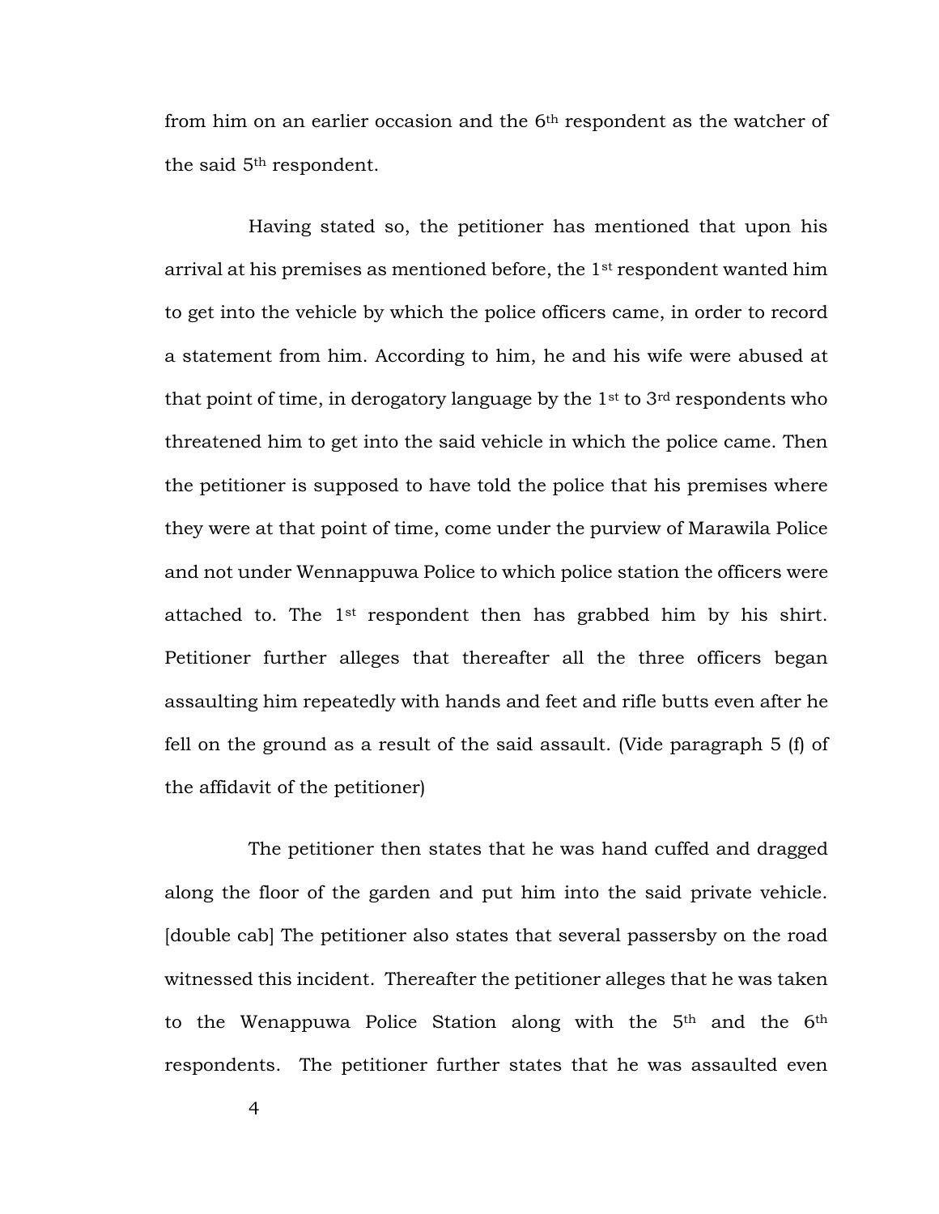from him on an earlier occasion and the 6th respondent as the watcher of the said 5th respondent.

Having stated so, the petitioner has mentioned that upon his arrival at his premises as mentioned before, the 1st respondent wanted him to get into the vehicle by which the police officers came, in order to record a statement from him. According to him, he and his wife were abused at that point of time, in derogatory language by the 1st to 3rd respondents who threatened him to get into the said vehicle in which the police came. Then the petitioner is supposed to have told the police that his premises where they were at that point of time, come under the purview of Marawila Police and not under Wennappuwa Police to which police station the officers were attached to. The 1st respondent then has grabbed him by his shirt. Petitioner further alleges that thereafter all the three officers began assaulting him repeatedly with hands and feet and rifle butts even after he fell on the ground as a result of the said assault. (Vide paragraph 5 (f) of the affidavit of the petitioner)

The petitioner then states that he was hand cuffed and dragged along the floor of the garden and put him into the said private vehicle. [double cab] The petitioner also states that several passersby on the road witnessed this incident. Thereafter the petitioner alleges that he was taken to the Wenappuwa Police Station along with the 5th and the 6th respondents. The petitioner further states that he was assaulted even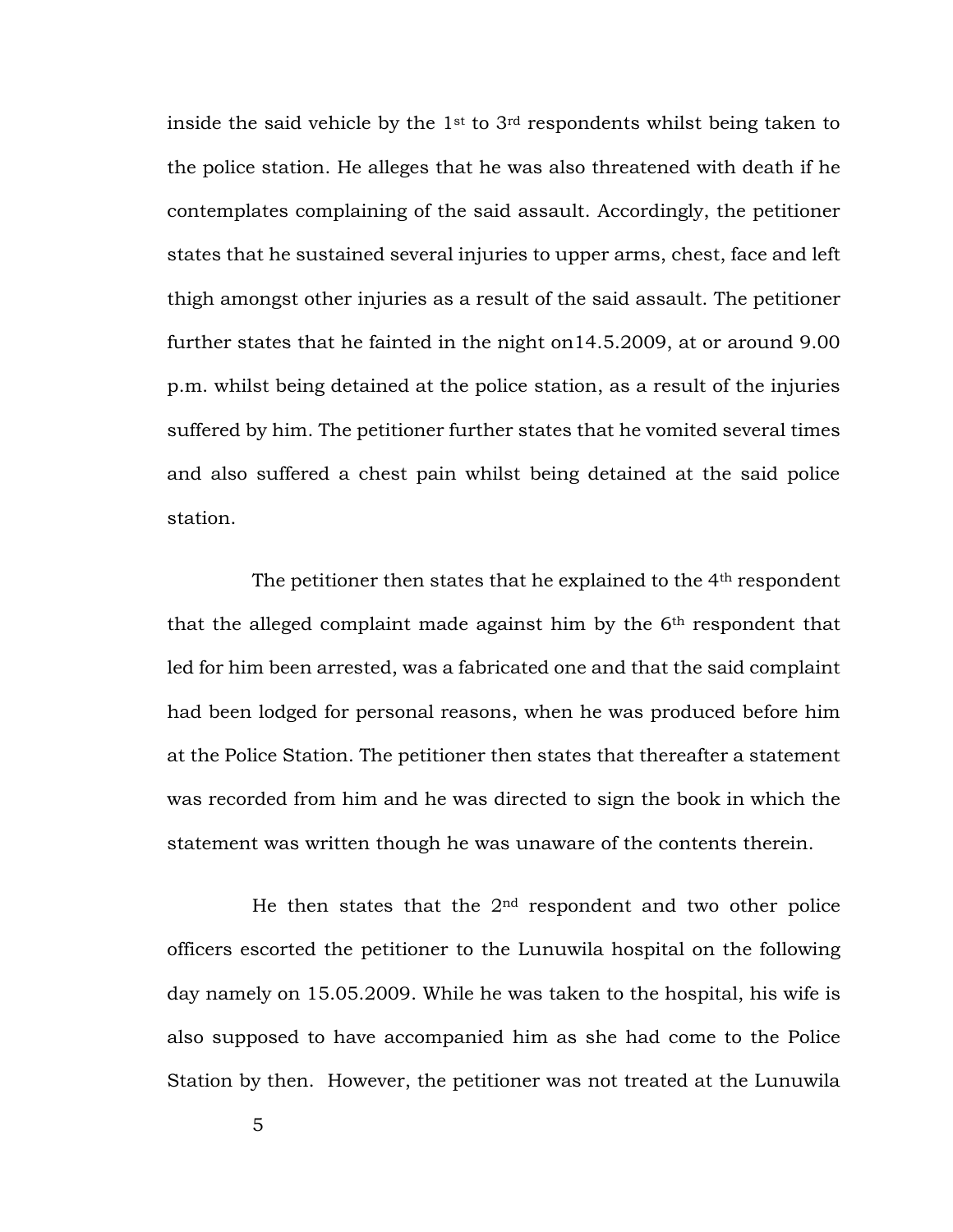inside the said vehicle by the 1st to 3rd respondents whilst being taken to the police station. He alleges that he was also threatened with death if he contemplates complaining of the said assault. Accordingly, the petitioner states that he sustained several injuries to upper arms, chest, face and left thigh amongst other injuries as a result of the said assault. The petitioner further states that he fainted in the night on14.5.2009, at or around 9.00 p.m. whilst being detained at the police station, as a result of the injuries suffered by him. The petitioner further states that he vomited several times and also suffered a chest pain whilst being detained at the said police station.

The petitioner then states that he explained to the 4th respondent that the alleged complaint made against him by the 6th respondent that led for him been arrested, was a fabricated one and that the said complaint had been lodged for personal reasons, when he was produced before him at the Police Station. The petitioner then states that thereafter a statement was recorded from him and he was directed to sign the book in which the statement was written though he was unaware of the contents therein.

He then states that the 2nd respondent and two other police officers escorted the petitioner to the Lunuwila hospital on the following day namely on 15.05.2009. While he was taken to the hospital, his wife is also supposed to have accompanied him as she had come to the Police Station by then. However, the petitioner was not treated at the Lunuwila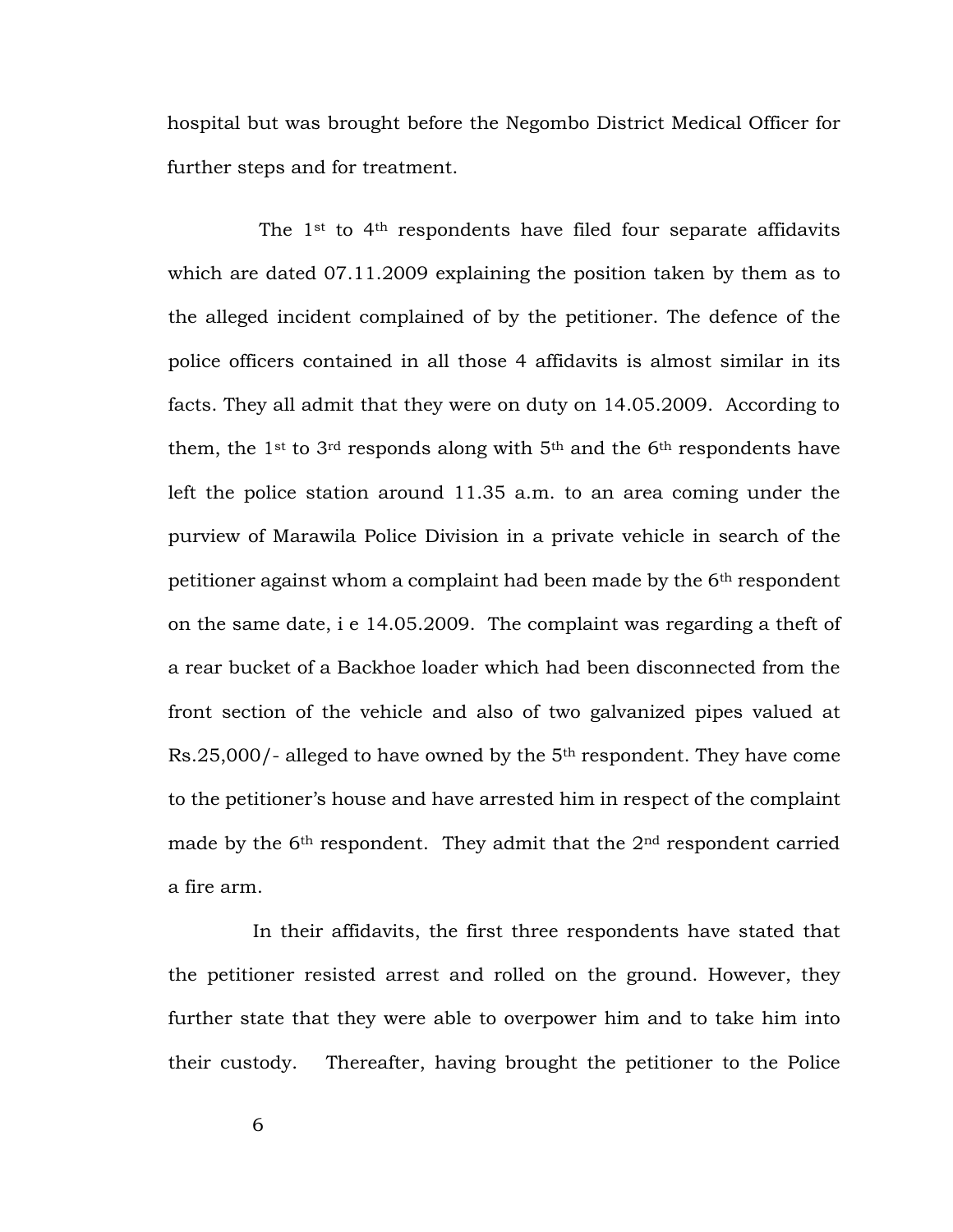hospital but was brought before the Negombo District Medical Officer for further steps and for treatment.

The 1st to 4th respondents have filed four separate affidavits which are dated 07.11.2009 explaining the position taken by them as to the alleged incident complained of by the petitioner. The defence of the police officers contained in all those 4 affidavits is almost similar in its facts. They all admit that they were on duty on 14.05.2009. According to them, the 1st to 3rd responds along with 5th and the 6th respondents have left the police station around 11.35 a.m. to an area coming under the purview of Marawila Police Division in a private vehicle in search of the petitioner against whom a complaint had been made by the 6th respondent on the same date, i e 14.05.2009. The complaint was regarding a theft of a rear bucket of a Backhoe loader which had been disconnected from the front section of the vehicle and also of two galvanized pipes valued at Rs.25,000/- alleged to have owned by the 5th respondent. They have come to the petitioner's house and have arrested him in respect of the complaint made by the 6th respondent. They admit that the 2nd respondent carried a fire arm.

In their affidavits, the first three respondents have stated that the petitioner resisted arrest and rolled on the ground. However, they further state that they were able to overpower him and to take him into their custody. Thereafter, having brought the petitioner to the Police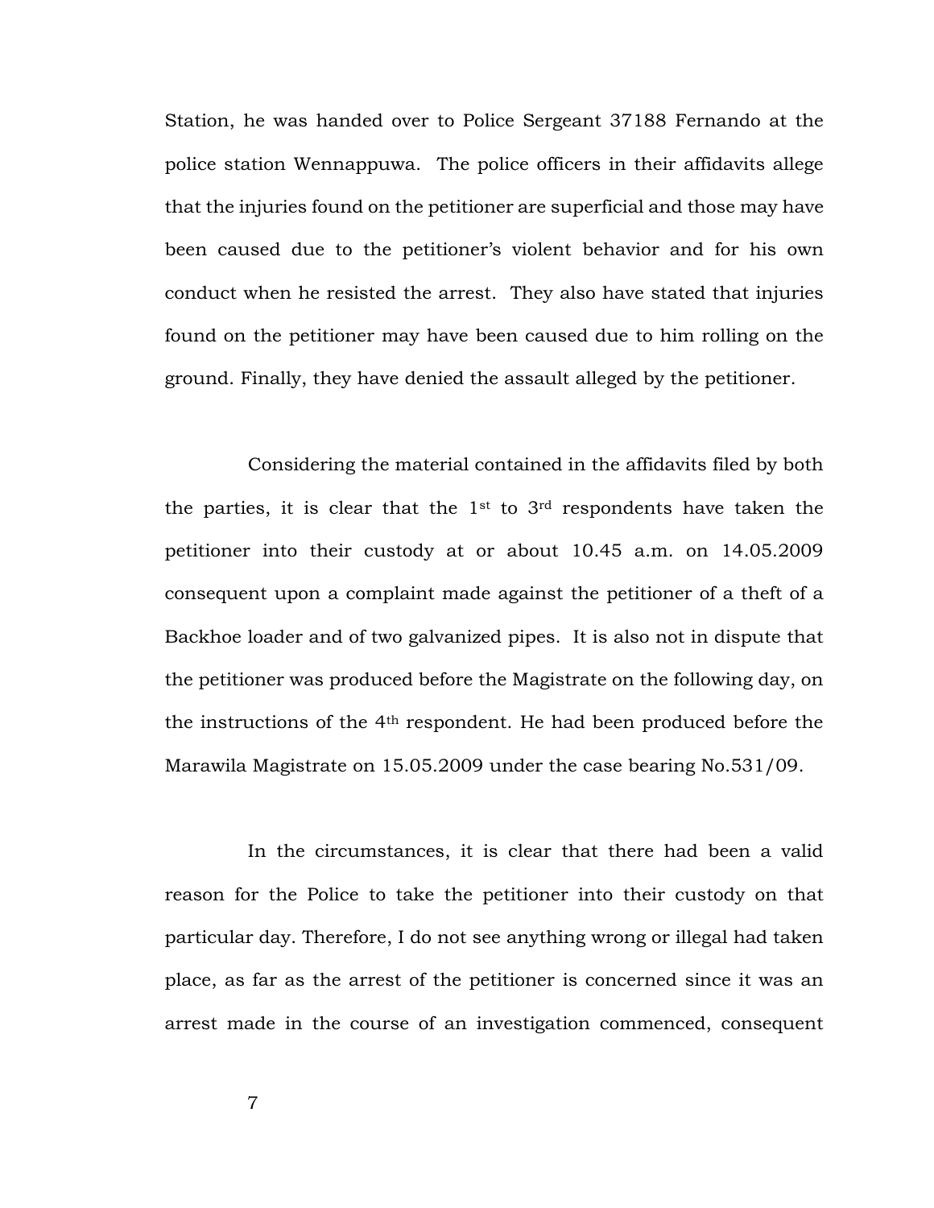Station, he was handed over to Police Sergeant 37188 Fernando at the police station Wennappuwa. The police officers in their affidavits allege that the injuries found on the petitioner are superficial and those may have been caused due to the petitioner's violent behavior and for his own conduct when he resisted the arrest. They also have stated that injuries found on the petitioner may have been caused due to him rolling on the ground. Finally, they have denied the assault alleged by the petitioner.

Considering the material contained in the affidavits filed by both the parties, it is clear that the 1st to 3rd respondents have taken the petitioner into their custody at or about 10.45 a.m. on 14.05.2009 consequent upon a complaint made against the petitioner of a theft of a Backhoe loader and of two galvanized pipes. It is also not in dispute that the petitioner was produced before the Magistrate on the following day, on the instructions of the 4th respondent. He had been produced before the Marawila Magistrate on 15.05.2009 under the case bearing No.531/09.

In the circumstances, it is clear that there had been a valid reason for the Police to take the petitioner into their custody on that particular day. Therefore, I do not see anything wrong or illegal had taken place, as far as the arrest of the petitioner is concerned since it was an arrest made in the course of an investigation commenced, consequent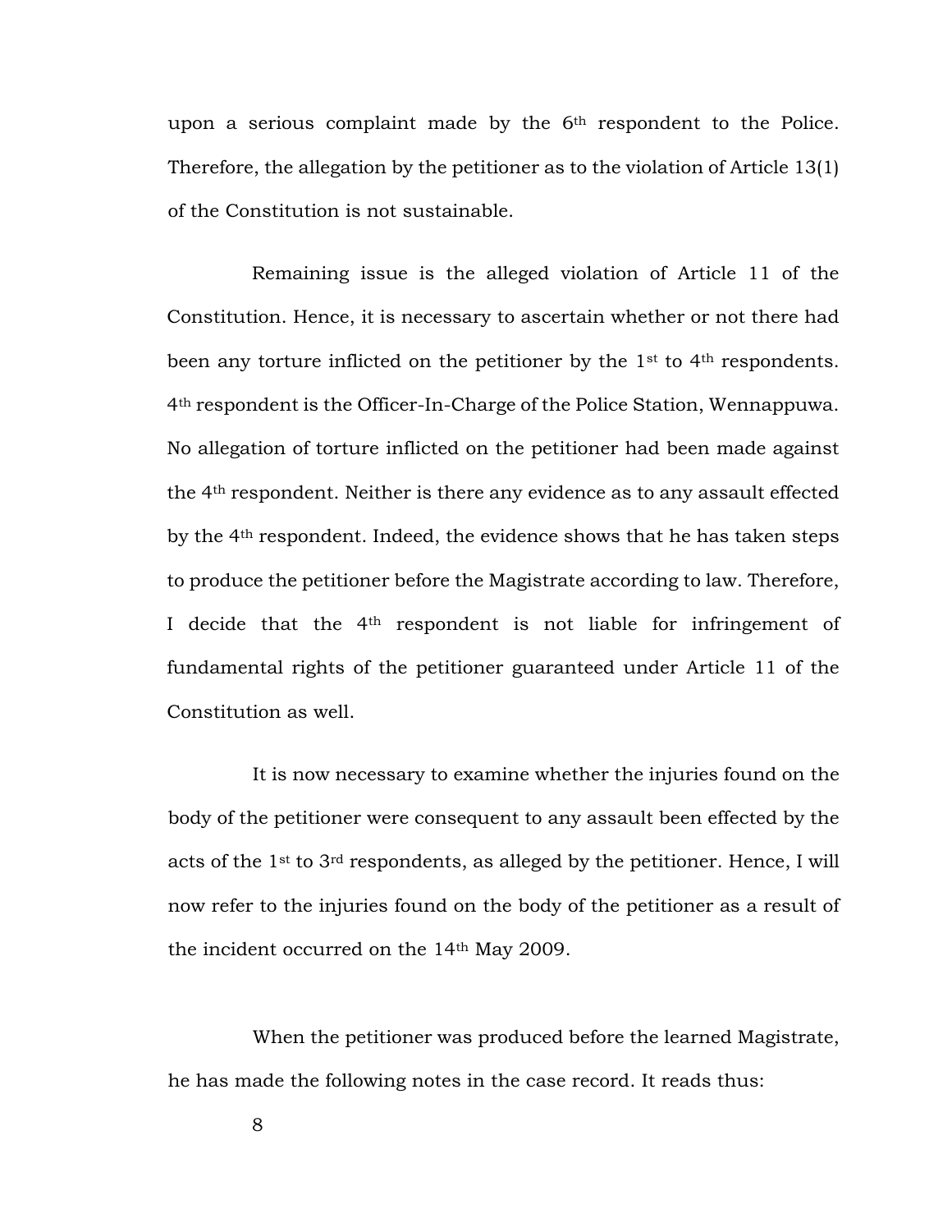upon a serious complaint made by the 6th respondent to the Police. Therefore, the allegation by the petitioner as to the violation of Article 13(1) of the Constitution is not sustainable.

Remaining issue is the alleged violation of Article 11 of the Constitution. Hence, it is necessary to ascertain whether or not there had been any torture inflicted on the petitioner by the 1st to 4th respondents. 4th respondent is the Officer-In-Charge of the Police Station, Wennappuwa. No allegation of torture inflicted on the petitioner had been made against the 4th respondent. Neither is there any evidence as to any assault effected by the 4th respondent. Indeed, the evidence shows that he has taken steps to produce the petitioner before the Magistrate according to law. Therefore, I decide that the 4th respondent is not liable for infringement of fundamental rights of the petitioner guaranteed under Article 11 of the Constitution as well.

It is now necessary to examine whether the injuries found on the body of the petitioner were consequent to any assault been effected by the acts of the 1st to 3rd respondents, as alleged by the petitioner. Hence, I will now refer to the injuries found on the body of the petitioner as a result of the incident occurred on the 14th May 2009.

When the petitioner was produced before the learned Magistrate, he has made the following notes in the case record. It reads thus: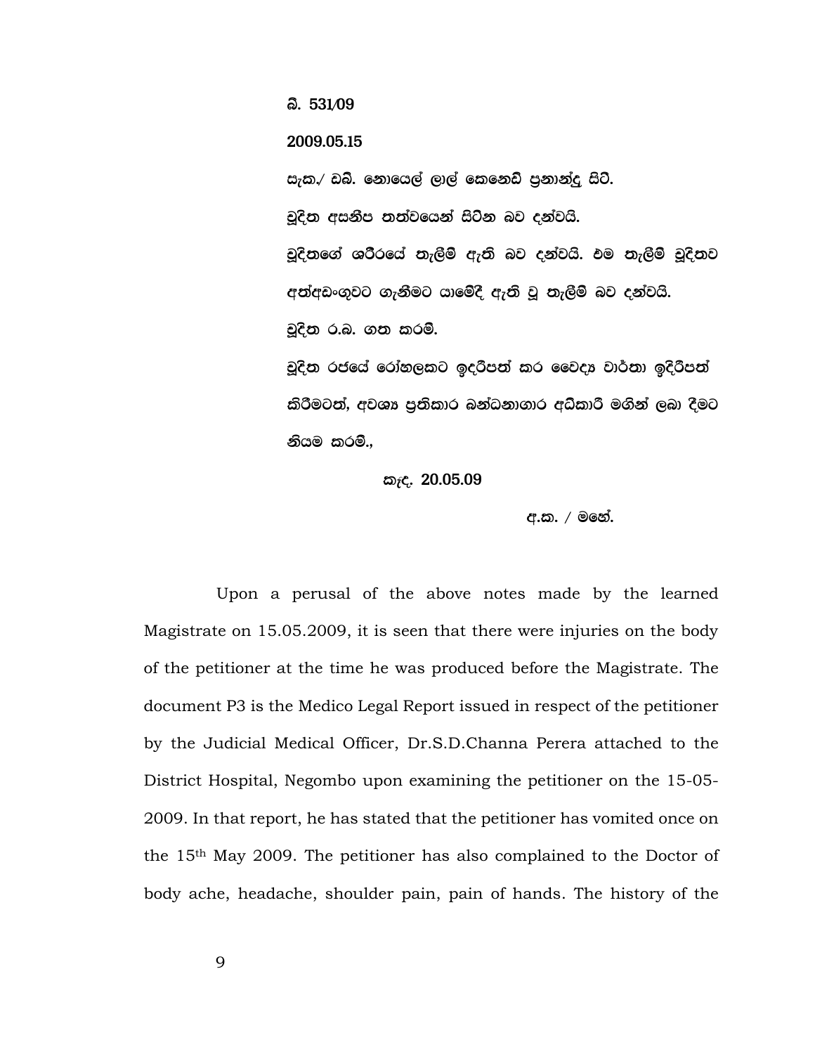බි. 531/09

2009.05.15

සැක./ ඩබ්. නොයෙල් ලාල් කෙනෙඩි ප්‍රනාන්දු සිටී.

චූදිත අසනීප තත්වයෙන් සිටින බව දන්වයි.

චූදිතගේ ශරීරයේ තැලීම් ඇති බව දන්වයි. එම තැලීම් චූදිතව අත්අඩංගුවට ගැනීමට යාමේදී ඇති වූ තැලීම් බව දන්වයි.

චූදිත ර.බ. ගත කරමි.

චූදිත රජයේ රෝහලකට ඉදිරිපත් කර වෛද්‍ය වාර්තා ඉදිරිපත් කිරීමටත්, අවශ්‍ය ප්‍රතිකාර බන්ධනාගාර අධිකාරී මගින් ලබා දීමට නියම කරමි.,

කැඳ. 20.05.09

අ.ක. / මහේ.

Upon a perusal of the above notes made by the learned Magistrate on 15.05.2009, it is seen that there were injuries on the body of the petitioner at the time he was produced before the Magistrate. The document P3 is the Medico Legal Report issued in respect of the petitioner by the Judicial Medical Officer, Dr.S.D.Channa Perera attached to the District Hospital, Negombo upon examining the petitioner on the 15-05-2009. In that report, he has stated that the petitioner has vomited once on the 15th May 2009. The petitioner has also complained to the Doctor of body ache, headache, shoulder pain, pain of hands. The history of the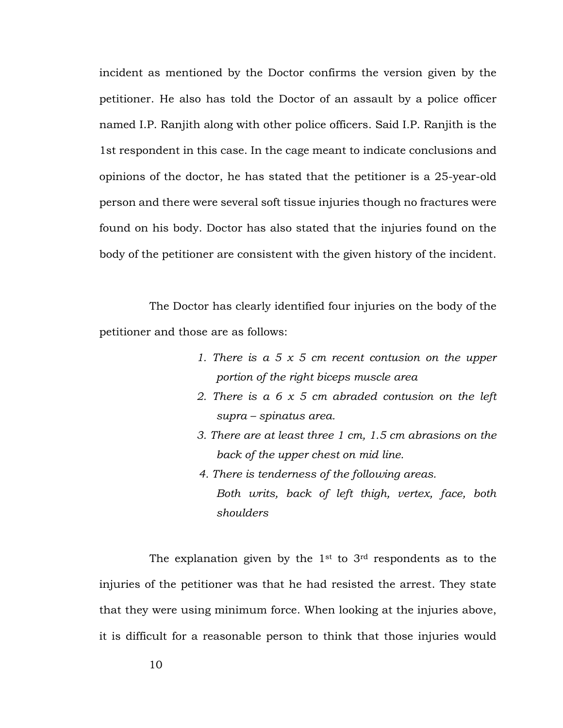incident as mentioned by the Doctor confirms the version given by the petitioner. He also has told the Doctor of an assault by a police officer named I.P. Ranjith along with other police officers. Said I.P. Ranjith is the 1st respondent in this case. In the cage meant to indicate conclusions and opinions of the doctor, he has stated that the petitioner is a 25-year-old person and there were several soft tissue injuries though no fractures were found on his body. Doctor has also stated that the injuries found on the body of the petitioner are consistent with the given history of the incident.

The Doctor has clearly identified four injuries on the body of the petitioner and those are as follows:

1. *There is a 5 x 5 cm recent contusion on the upper portion of the right biceps muscle area*
2. *There is a 6 x 5 cm abraded contusion on the left supra – spinatus area.*
3. *There are at least three 1 cm, 1.5 cm abrasions on the back of the upper chest on mid line.*
4. *There is tenderness of the following areas.*
   *Both writs, back of left thigh, vertex, face, both shoulders*

The explanation given by the 1st to 3rd respondents as to the injuries of the petitioner was that he had resisted the arrest. They state that they were using minimum force. When looking at the injuries above, it is difficult for a reasonable person to think that those injuries would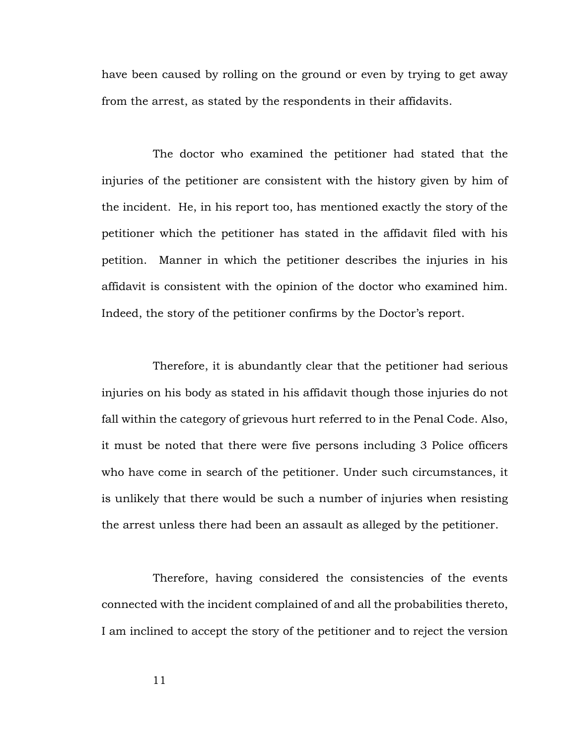have been caused by rolling on the ground or even by trying to get away from the arrest, as stated by the respondents in their affidavits.

The doctor who examined the petitioner had stated that the injuries of the petitioner are consistent with the history given by him of the incident. He, in his report too, has mentioned exactly the story of the petitioner which the petitioner has stated in the affidavit filed with his petition. Manner in which the petitioner describes the injuries in his affidavit is consistent with the opinion of the doctor who examined him. Indeed, the story of the petitioner confirms by the Doctor's report.

Therefore, it is abundantly clear that the petitioner had serious injuries on his body as stated in his affidavit though those injuries do not fall within the category of grievous hurt referred to in the Penal Code. Also, it must be noted that there were five persons including 3 Police officers who have come in search of the petitioner. Under such circumstances, it is unlikely that there would be such a number of injuries when resisting the arrest unless there had been an assault as alleged by the petitioner.

Therefore, having considered the consistencies of the events connected with the incident complained of and all the probabilities thereto, I am inclined to accept the story of the petitioner and to reject the version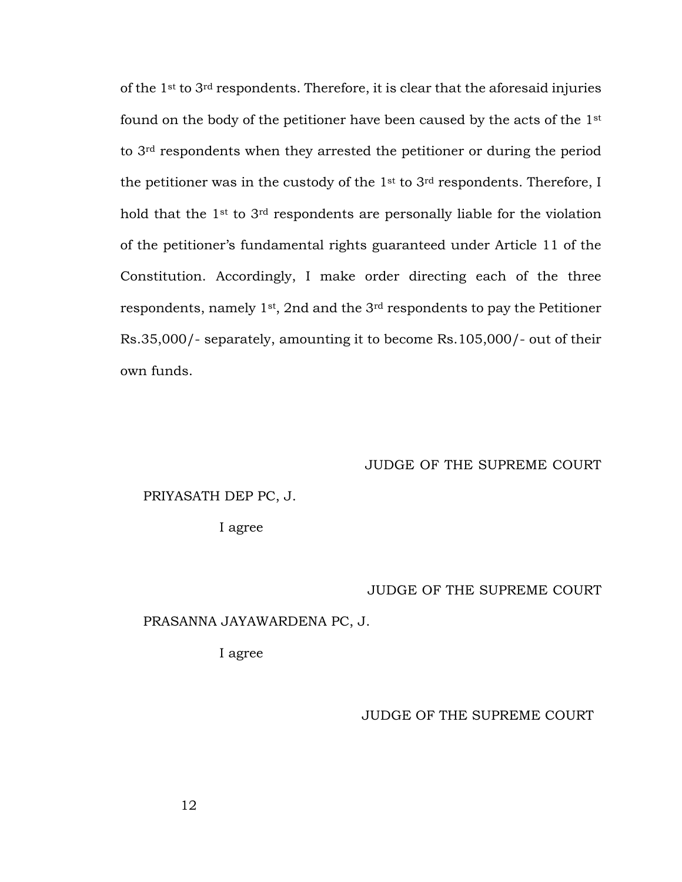of the 1st to 3rd respondents. Therefore, it is clear that the aforesaid injuries found on the body of the petitioner have been caused by the acts of the 1st to 3rd respondents when they arrested the petitioner or during the period the petitioner was in the custody of the 1st to 3rd respondents. Therefore, I hold that the 1st to 3rd respondents are personally liable for the violation of the petitioner's fundamental rights guaranteed under Article 11 of the Constitution. Accordingly, I make order directing each of the three respondents, namely 1st, 2nd and the 3rd respondents to pay the Petitioner Rs.35,000/- separately, amounting it to become Rs.105,000/- out of their own funds.

JUDGE OF THE SUPREME COURT

PRIYASATH DEP PC, J.

I agree

JUDGE OF THE SUPREME COURT

PRASANNA JAYAWARDENA PC, J.

I agree

JUDGE OF THE SUPREME COURT